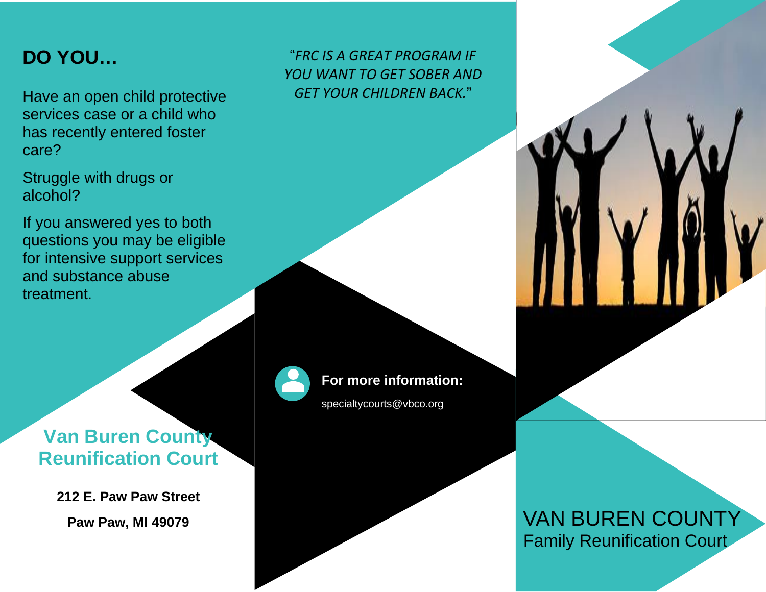## DO YOU…

Have an open child protective services case or a child who has recently entered foster care?

Struggle with drugs or alcohol?

If you answered yes to both questions you may be eligible for intensive support services and substance abuse treatment.

## Van Buren County Reunification Court

**212 E. Paw Paw Street**

**Paw Paw, MI 49079**

*"FRC IS A GREAT PROGRAM IF YOU WANT TO GET SOBER AND GET YOUR CHILDREN BACK."*

**For more information:**

specialtycourts@vbco.org

# VAN BUREN COUNTY

Family Reunification Court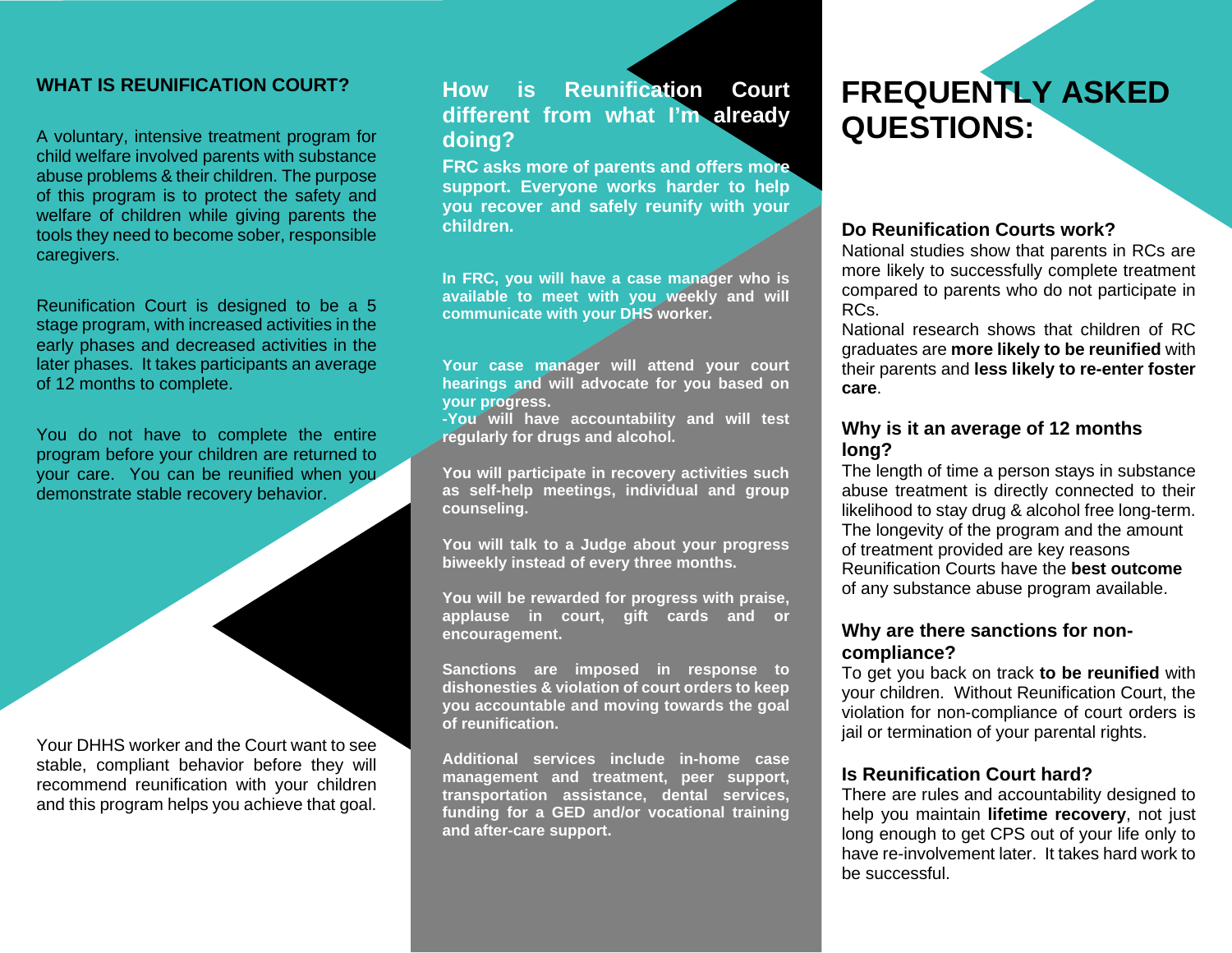## WHAT IS REUNIFICATION COURT?

A voluntary, intensive treatment program for child welfare involved parents with substance abuse problems & their children. The purpose of this program is to protect the safety and welfare of children while giving parents the tools they need to become sober, responsible caregivers.

Reunification Court is designed to be a 5 stage program, with increased activities in the early phases and decreased activities in the later phases. It takes participants an average of 12 months to complete.

You do not have to complete the entire program before your children are returned to your care. You can be reunified when you demonstrate stable recovery behavior.

Your DHHS worker and the Court want to see stable, compliant behavior before they will recommend reunification with your children and this program helps you achieve that goal.

## How is Reunification Court different from what I'm already doing?

**FRC asks more of parents and offers more support. Everyone works harder to help you recover and safely reunify with your children.**

**In FRC, you will have a case manager who is available to meet with you weekly and will communicate with your DHS worker.**

**Your case manager will attend your court hearings and will advocate for you based on your progress.**
**-You will have accountability and will test regularly for drugs and alcohol.**

**You will participate in recovery activities such as self-help meetings, individual and group counseling.**

**You will talk to a Judge about your progress biweekly instead of every three months.**

**You will be rewarded for progress with praise, applause in court, gift cards and or encouragement.**

**Sanctions are imposed in response to dishonesties & violation of court orders to keep you accountable and moving towards the goal of reunification.**

**Additional services include in-home case management and treatment, peer support, transportation assistance, dental services, funding for a GED and/or vocational training and after-care support.**

# FREQUENTLY ASKED QUESTIONS:

### Do Reunification Courts work?

National studies show that parents in RCs are more likely to successfully complete treatment compared to parents who do not participate in RCs.
National research shows that children of RC graduates are **more likely to be reunified** with their parents and **less likely to re-enter foster care**.

### Why is it an average of 12 months long?

The length of time a person stays in substance abuse treatment is directly connected to their likelihood to stay drug & alcohol free long-term. The longevity of the program and the amount of treatment provided are key reasons Reunification Courts have the **best outcome** of any substance abuse program available.

### Why are there sanctions for non-compliance?

To get you back on track **to be reunified** with your children. Without Reunification Court, the violation for non-compliance of court orders is jail or termination of your parental rights.

### Is Reunification Court hard?

There are rules and accountability designed to help you maintain **lifetime recovery**, not just long enough to get CPS out of your life only to have re-involvement later. It takes hard work to be successful.